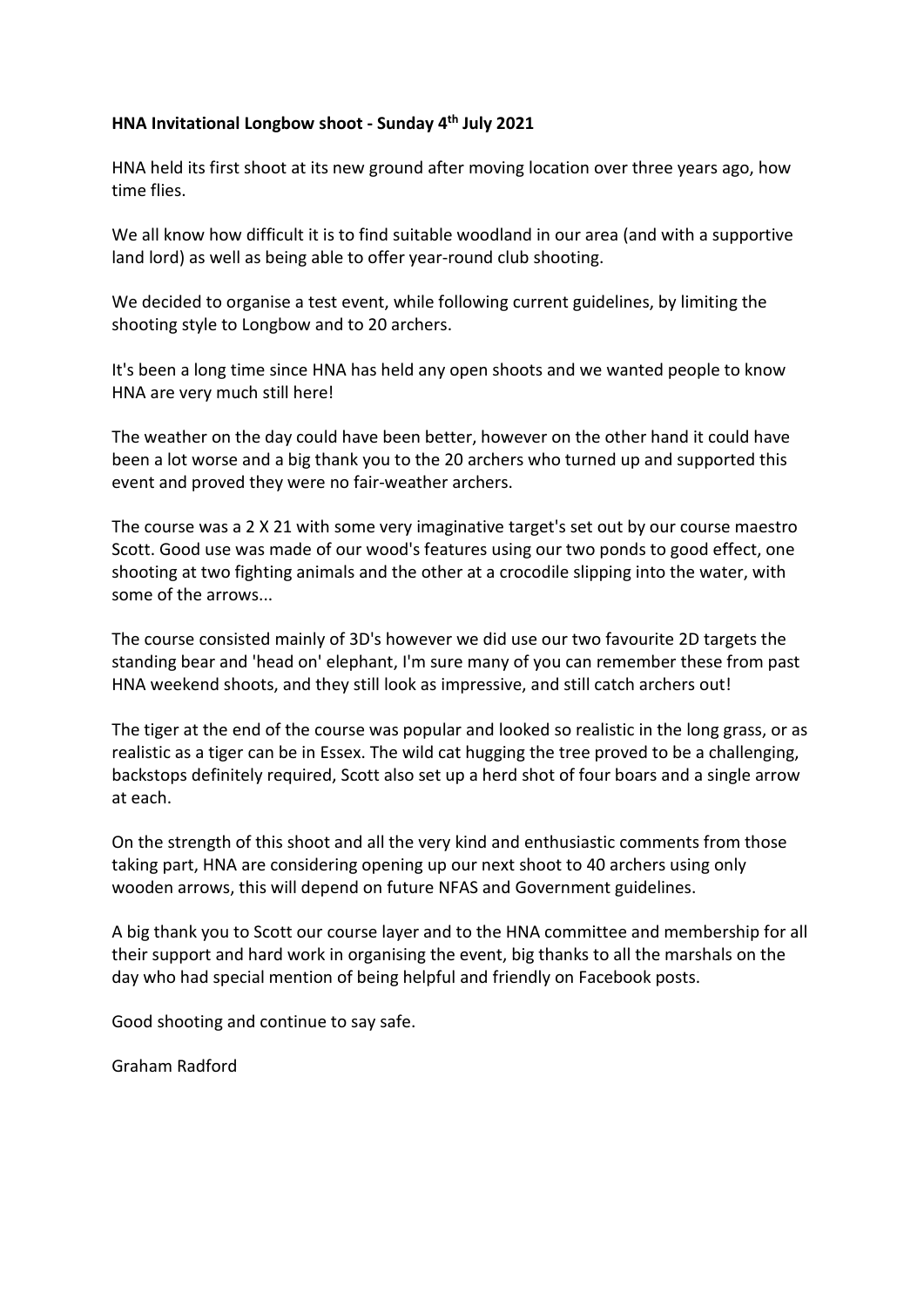**HNA Invitational Longbow shoot - Sunday 4th July 2021**

HNA held its first shoot at its new ground after moving location over three years ago, how time flies.

We all know how difficult it is to find suitable woodland in our area (and with a supportive land lord) as well as being able to offer year-round club shooting.

We decided to organise a test event, while following current guidelines, by limiting the shooting style to Longbow and to 20 archers.

It's been a long time since HNA has held any open shoots and we wanted people to know HNA are very much still here!

The weather on the day could have been better, however on the other hand it could have been a lot worse and a big thank you to the 20 archers who turned up and supported this event and proved they were no fair-weather archers.

The course was a 2 X 21 with some very imaginative target's set out by our course maestro Scott. Good use was made of our wood's features using our two ponds to good effect, one shooting at two fighting animals and the other at a crocodile slipping into the water, with some of the arrows...

The course consisted mainly of 3D's however we did use our two favourite 2D targets the standing bear and 'head on' elephant, I'm sure many of you can remember these from past HNA weekend shoots, and they still look as impressive, and still catch archers out!

The tiger at the end of the course was popular and looked so realistic in the long grass, or as realistic as a tiger can be in Essex. The wild cat hugging the tree proved to be a challenging, backstops definitely required, Scott also set up a herd shot of four boars and a single arrow at each.

On the strength of this shoot and all the very kind and enthusiastic comments from those taking part, HNA are considering opening up our next shoot to 40 archers using only wooden arrows, this will depend on future NFAS and Government guidelines.

A big thank you to Scott our course layer and to the HNA committee and membership for all their support and hard work in organising the event, big thanks to all the marshals on the day who had special mention of being helpful and friendly on Facebook posts.

Good shooting and continue to say safe.

Graham Radford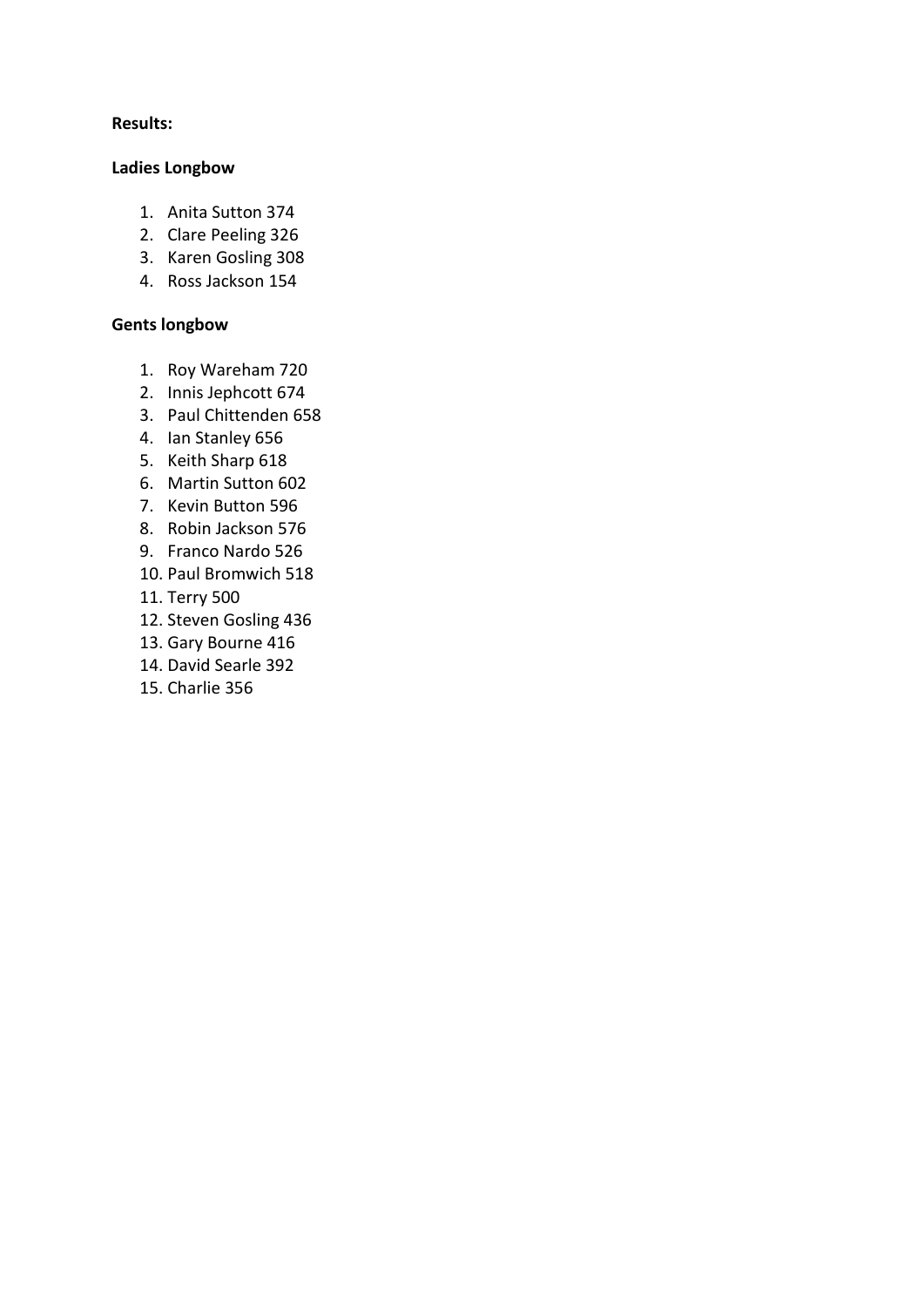**Results:**

**Ladies Longbow**

1. Anita Sutton 374
2. Clare Peeling 326
3. Karen Gosling 308
4. Ross Jackson 154

**Gents longbow**

1. Roy Wareham 720
2. Innis Jephcott 674
3. Paul Chittenden 658
4. Ian Stanley 656
5. Keith Sharp 618
6. Martin Sutton 602
7. Kevin Button 596
8. Robin Jackson 576
9. Franco Nardo 526
10. Paul Bromwich 518
11. Terry 500
12. Steven Gosling 436
13. Gary Bourne 416
14. David Searle 392
15. Charlie 356